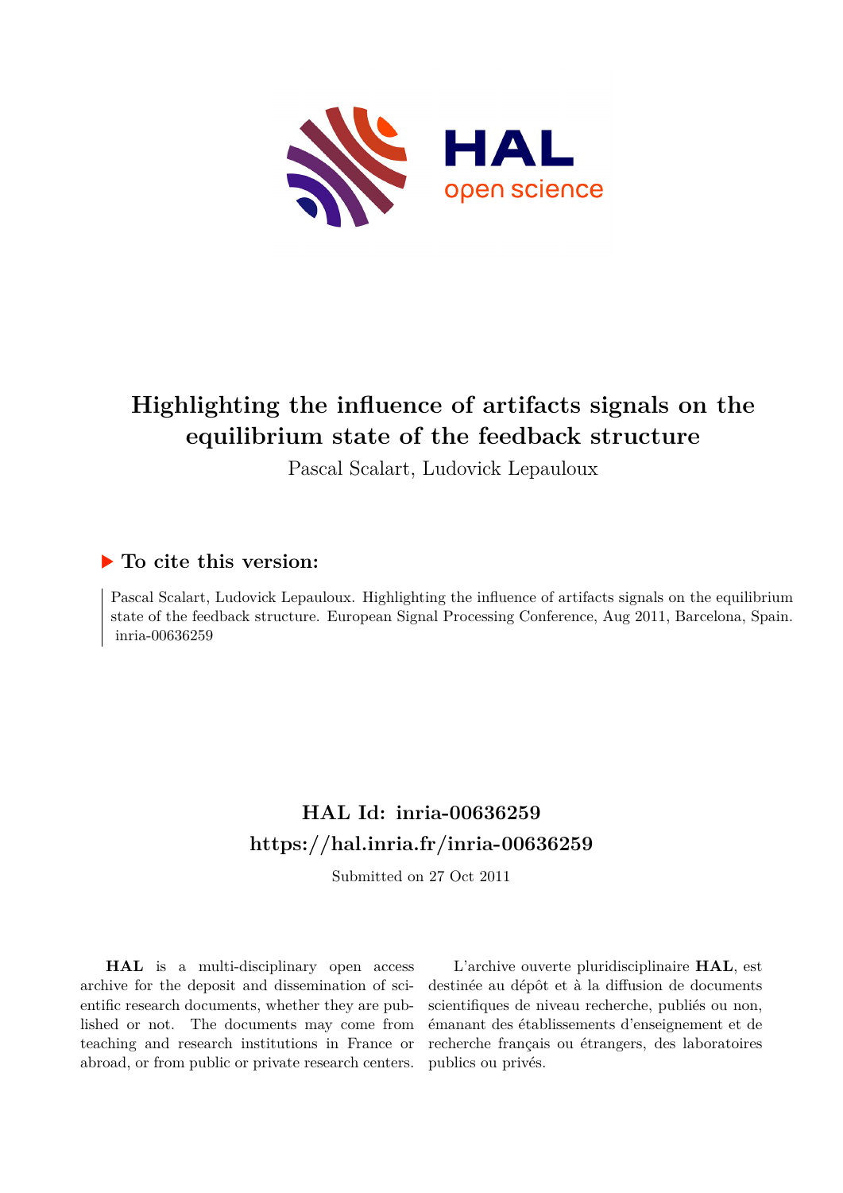# Highlighting the influence of artifacts signals on the equilibrium state of the feedback structure

Pascal Scalart, Ludovick Lepauloux

## To cite this version:

Pascal Scalart, Ludovick Lepauloux. Highlighting the influence of artifacts signals on the equilibrium state of the feedback structure. European Signal Processing Conference, Aug 2011, Barcelona, Spain. inria-00636259

## HAL Id: inria-00636259
## https://hal.inria.fr/inria-00636259

Submitted on 27 Oct 2011

**HAL** is a multi-disciplinary open access archive for the deposit and dissemination of scientific research documents, whether they are published or not. The documents may come from teaching and research institutions in France or abroad, or from public or private research centers.

L'archive ouverte pluridisciplinaire **HAL**, est destinée au dépôt et à la diffusion de documents scientifiques de niveau recherche, publiés ou non, émanant des établissements d'enseignement et de recherche français ou étrangers, des laboratoires publics ou privés.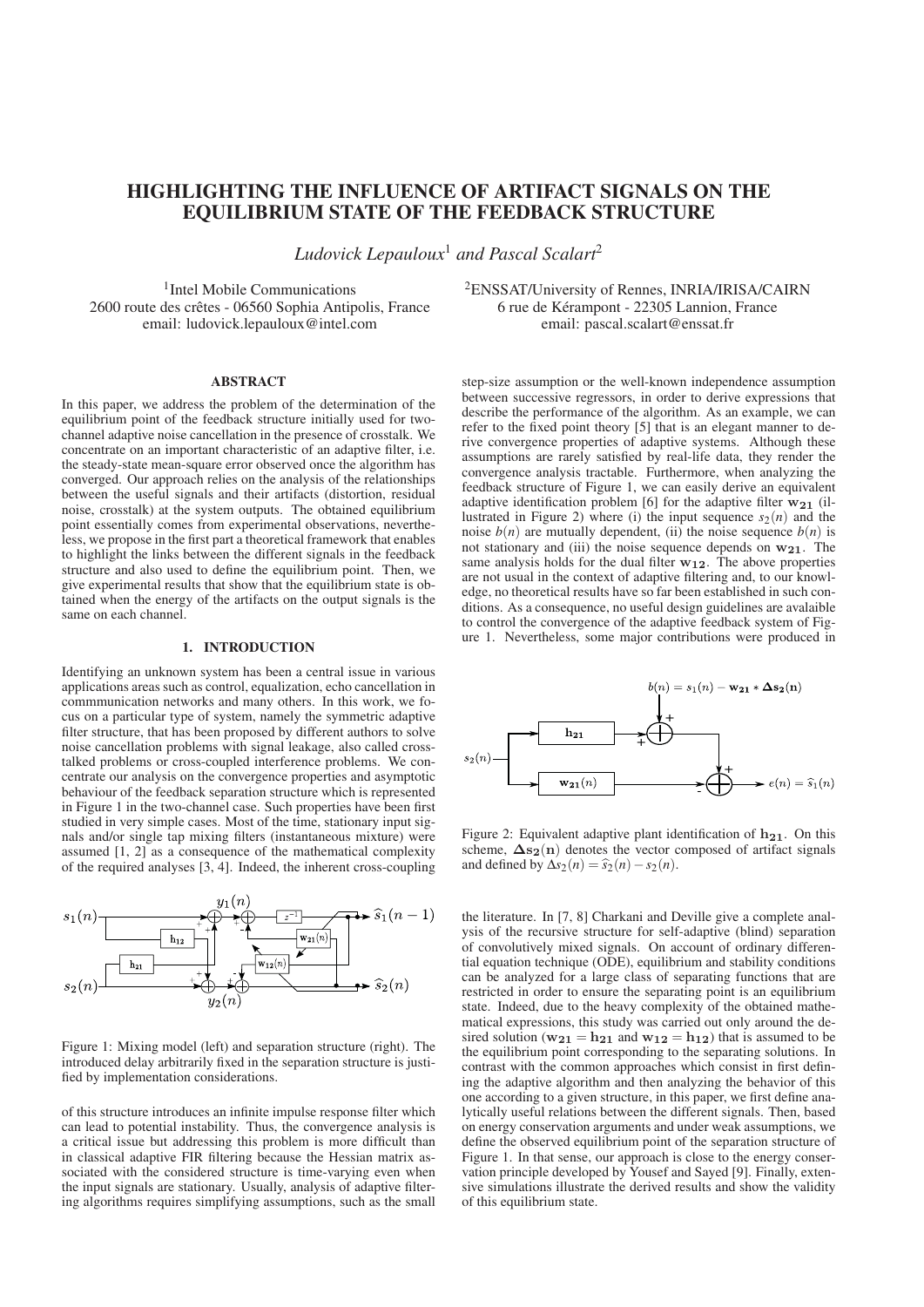# HIGHLIGHTING THE INFLUENCE OF ARTIFACT SIGNALS ON THE EQUILIBRIUM STATE OF THE FEEDBACK STRUCTURE

*Ludovick Lepauloux*[1] *and Pascal Scalart*[2]

[1]Intel Mobile Communications
2600 route des crêtes - 06560 Sophia Antipolis, France
email: ludovick.lepauloux@intel.com

[2]ENSSAT/University of Rennes, INRIA/IRISA/CAIRN
6 rue de Kérampont - 22305 Lannion, France
email: pascal.scalart@enssat.fr

## ABSTRACT

In this paper, we address the problem of the determination of the equilibrium point of the feedback structure initially used for two-channel adaptive noise cancellation in the presence of crosstalk. We concentrate on an important characteristic of an adaptive filter, i.e. the steady-state mean-square error observed once the algorithm has converged. Our approach relies on the analysis of the relationships between the useful signals and their artifacts (distortion, residual noise, crosstalk) at the system outputs. The obtained equilibrium point essentially comes from experimental observations, nevertheless, we propose in the first part a theoretical framework that enables to highlight the links between the different signals in the feedback structure and also used to define the equilibrium point. Then, we give experimental results that show that the equilibrium state is obtained when the energy of the artifacts on the output signals is the same on each channel.

## 1. INTRODUCTION

Identifying an unknown system has been a central issue in various applications areas such as control, equalization, echo cancellation in commmunication networks and many others. In this work, we focus on a particular type of system, namely the symmetric adaptive filter structure, that has been proposed by different authors to solve noise cancellation problems with signal leakage, also called crosstalked problems or cross-coupled interference problems. We concentrate our analysis on the convergence properties and asymptotic behaviour of the feedback separation structure which is represented in Figure 1 in the two-channel case. Such properties have been first studied in very simple cases. Most of the time, stationary input signals and/or single tap mixing filters (instantaneous mixture) were assumed [1, 2] as a consequence of the mathematical complexity of the required analyses [3, 4]. Indeed, the inherent cross-coupling

Figure 1: Mixing model (left) and separation structure (right). The introduced delay arbitrarily fixed in the separation structure is justified by implementation considerations.

of this structure introduces an infinite impulse response filter which can lead to potential instability. Thus, the convergence analysis is a critical issue but addressing this problem is more difficult than in classical adaptive FIR filtering because the Hessian matrix associated with the considered structure is time-varying even when the input signals are stationary. Usually, analysis of adaptive filtering algorithms requires simplifying assumptions, such as the small step-size assumption or the well-known independence assumption between successive regressors, in order to derive expressions that describe the performance of the algorithm. As an example, we can refer to the fixed point theory [5] that is an elegant manner to derive convergence properties of adaptive systems. Although these assumptions are rarely satisfied by real-life data, they render the convergence analysis tractable. Furthermore, when analyzing the feedback structure of Figure 1, we can easily derive an equivalent adaptive identification problem [6] for the adaptive filter $\mathbf{w_{21}}$ (illustrated in Figure 2) where (i) the input sequence $s_2(n)$ and the noise $b(n)$ are mutually dependent, (ii) the noise sequence $b(n)$ is not stationary and (iii) the noise sequence depends on $\mathbf{w_{21}}$. The same analysis holds for the dual filter $\mathbf{w_{12}}$. The above properties are not usual in the context of adaptive filtering and, to our knowledge, no theoretical results have so far been established in such conditions. As a consequence, no useful design guidelines are avalaible to control the convergence of the adaptive feedback system of Figure 1. Nevertheless, some major contributions were produced in

Figure 2: Equivalent adaptive plant identification of $\mathbf{h_{21}}$. On this scheme, $\boldsymbol{\Delta}\mathbf{s_2}(\mathbf{n})$ denotes the vector composed of artifact signals and defined by $\Delta s_2(n) = \widehat{s}_2(n) - s_2(n)$.

the literature. In [7, 8] Charkani and Deville give a complete analysis of the recursive structure for self-adaptive (blind) separation of convolutively mixed signals. On account of ordinary differential equation technique (ODE), equilibrium and stability conditions can be analyzed for a large class of separating functions that are restricted in order to ensure the separating point is an equilibrium state. Indeed, due to the heavy complexity of the obtained mathematical expressions, this study was carried out only around the desired solution ($\mathbf{w_{21}} = \mathbf{h_{21}}$ and $\mathbf{w_{12}} = \mathbf{h_{12}}$) that is assumed to be the equilibrium point corresponding to the separating solutions. In contrast with the common approaches which consist in first defining the adaptive algorithm and then analyzing the behavior of this one according to a given structure, in this paper, we first define analytically useful relations between the different signals. Then, based on energy conservation arguments and under weak assumptions, we define the observed equilibrium point of the separation structure of Figure 1. In that sense, our approach is close to the energy conservation principle developed by Yousef and Sayed [9]. Finally, extensive simulations illustrate the derived results and show the validity of this equilibrium state.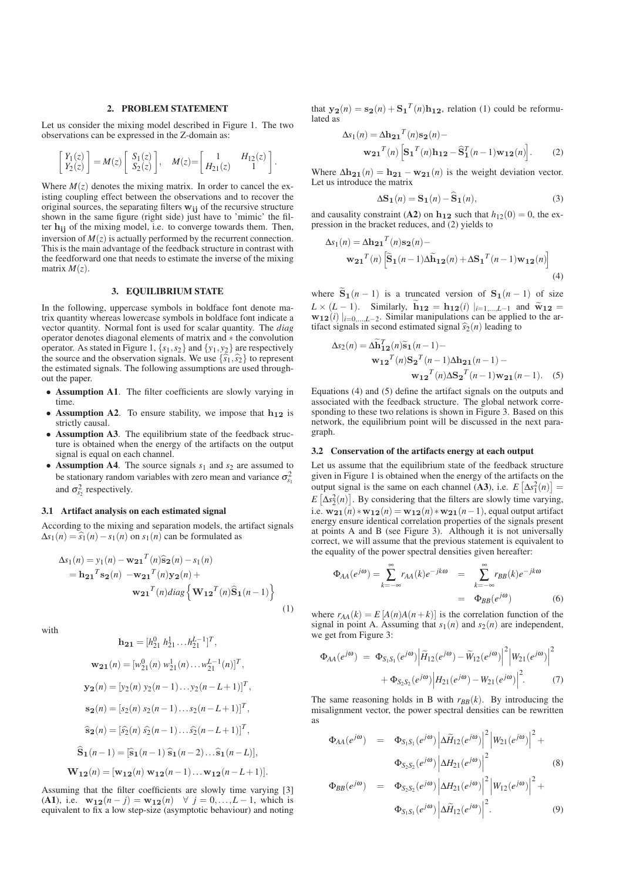## 2. PROBLEM STATEMENT

Let us consider the mixing model described in Figure 1. The two observations can be expressed in the Z-domain as:

$$\begin{bmatrix} Y_1(z) \\ Y_2(z) \end{bmatrix} = M(z) \begin{bmatrix} S_1(z) \\ S_2(z) \end{bmatrix}, \quad M(z) = \begin{bmatrix} 1 & H_{12}(z) \\ H_{21}(z) & 1 \end{bmatrix}.$$

Where $M(z)$ denotes the mixing matrix. In order to cancel the existing coupling effect between the observations and to recover the original sources, the separating filters $\mathbf{w_{ij}}$ of the recursive structure shown in the same figure (right side) just have to 'mimic' the filter $\mathbf{h_{ij}}$ of the mixing model, i.e. to converge towards them. Then, inversion of $M(z)$ is actually performed by the recurrent connection. This is the main advantage of the feedback structure in contrast with the feedforward one that needs to estimate the inverse of the mixing matrix $M(z)$.

## 3. EQUILIBRIUM STATE

In the following, uppercase symbols in boldface font denote matrix quantity whereas lowercase symbols in boldface font indicate a vector quantity. Normal font is used for scalar quantity. The *diag* operator denotes diagonal elements of matrix and $*$ the convolution operator. As stated in Figure 1, $\{s_1, s_2\}$ and $\{y_1, y_2\}$ are respectively the source and the observation signals. We use $\{\widehat{s}_1, \widehat{s}_2\}$ to represent the estimated signals. The following assumptions are used throughout the paper.

- **Assumption A1**. The filter coefficients are slowly varying in time.
- **Assumption A2**. To ensure stability, we impose that $\mathbf{h_{12}}$ is strictly causal.
- **Assumption A3**. The equilibrium state of the feedback structure is obtained when the energy of the artifacts on the output signal is equal on each channel.
- **Assumption A4**. The source signals $s_1$ and $s_2$ are assumed to be stationary random variables with zero mean and variance $\sigma^2_{s_1}$ and $\sigma^2_{s_2}$ respectively.

### 3.1 Artifact analysis on each estimated signal

According to the mixing and separation models, the artifact signals $\Delta s_1(n) = \widehat{s}_1(n) - s_1(n)$ on $s_1(n)$ can be formulated as

$$\begin{aligned} \Delta s_1(n) &= y_1(n) - \mathbf{w_{21}}^T(n)\widehat{\mathbf{s}}_\mathbf{2}(n) - s_1(n) \\ &= \mathbf{h_{21}}^T\mathbf{s_2}(n) - \mathbf{w_{21}}^T(n)\mathbf{y_2}(n) + \\ &\qquad \mathbf{w_{21}}^T(n) diag\left\{ \mathbf{W_{12}}^T(n)\widehat{\mathbf{S}}_\mathbf{1}(n-1)\right\} \end{aligned} \tag{1}$$

with

$$\mathbf{h_{21}} = [h^0_{21}\ h^1_{21} \ldots h^{L-1}_{21}]^T,$$

$$\mathbf{w_{21}}(n) = [w^0_{21}(n)\ w^1_{21}(n) \ldots w^{L-1}_{21}(n)]^T,$$

$$\mathbf{y_2}(n) = [y_2(n)\ y_2(n-1) \ldots y_2(n-L+1)]^T,$$

$$\mathbf{s_2}(n) = [s_2(n)\ s_2(n-1) \ldots s_2(n-L+1)]^T,$$

$$\widehat{\mathbf{s}}_\mathbf{2}(n) = [\widehat{s_2}(n)\ \widehat{s_2}(n-1) \ldots \widehat{s_2}(n-L+1)]^T,$$

$$\widehat{\mathbf{S}}_\mathbf{1}(n-1) = [\widehat{\mathbf{s}}_\mathbf{1}(n-1)\ \widehat{\mathbf{s}}_\mathbf{1}(n-2) \ldots \widehat{\mathbf{s}}_\mathbf{1}(n-L)],$$

$$\mathbf{W_{12}}(n) = [\mathbf{w_{12}}(n)\ \mathbf{w_{12}}(n-1) \ldots \mathbf{w_{12}}(n-L+1)].$$

Assuming that the filter coefficients are slowly time varying [3] (**A1**), i.e. $\mathbf{w_{12}}(n-j) = \mathbf{w_{12}}(n) \quad \forall\ j = 0, \ldots, L-1$, which is equivalent to fix a low step-size (asymptotic behaviour) and noting that $\mathbf{y_2}(n) = \mathbf{s_2}(n) + \mathbf{S_1}^T(n)\mathbf{h_{12}}$, relation (1) could be reformulated as

$$\begin{aligned} \Delta s_1(n) &= \Delta\mathbf{h_{21}}^T(n)\mathbf{s_2}(n) - \\ &\qquad \mathbf{w_{21}}^T(n)\left[\mathbf{S_1}^T(n)\mathbf{h_{12}} - \widehat{\mathbf{S}}^T_\mathbf{1}(n-1)\mathbf{w_{12}}(n)\right]. \end{aligned} \tag{2}$$

Where $\Delta\mathbf{h_{21}}(n) = \mathbf{h_{21}} - \mathbf{w_{21}}(n)$ is the weight deviation vector. Let us introduce the matrix

$$\Delta\mathbf{S_1}(n) = \mathbf{S_1}(n) - \widehat{\mathbf{S}}_\mathbf{1}(n), \tag{3}$$

and causality constraint (**A2**) on $\mathbf{h_{12}}$ such that $h_{12}(0) = 0$, the expression in the bracket reduces, and (2) yields to

$$\begin{aligned} \Delta s_1(n) &= \Delta\mathbf{h_{21}}^T(n)\mathbf{s_2}(n) - \\ &\qquad \mathbf{w_{21}}^T(n)\left[\widetilde{\mathbf{S}}_\mathbf{1}(n-1)\Delta\widetilde{\mathbf{h}}_\mathbf{12}(n) + \Delta\mathbf{S_1}^T(n-1)\mathbf{w_{12}}(n)\right] \end{aligned} \tag{4}$$

where $\widetilde{\mathbf{S}}_\mathbf{1}(n-1)$ is a truncated version of $\mathbf{S_1}(n-1)$ of size $L \times (L-1)$. Similarly, $\widetilde{\mathbf{h}}_\mathbf{12} = \mathbf{h_{12}}(i)\ |_{i=1,\ldots,L-1}$ and $\widetilde{\mathbf{w}}_\mathbf{12} = \mathbf{w_{12}}(i)\ |_{i=0,\ldots,L-2}$. Similar manipulations can be applied to the artifact signals in second estimated signal $\widehat{s}_2(n)$ leading to

$$\begin{aligned} \Delta s_2(n) &= \Delta\widetilde{\mathbf{h}}^T_\mathbf{12}(n)\widetilde{\mathbf{s}}_\mathbf{1}(n-1) - \\ &\qquad \mathbf{w_{12}}^T(n)\mathbf{S_2}^T(n-1)\Delta\mathbf{h_{21}}(n-1) - \\ &\qquad\qquad \mathbf{w_{12}}^T(n)\Delta\mathbf{S_2}^T(n-1)\mathbf{w_{21}}(n-1). \end{aligned} \tag{5}$$

Equations (4) and (5) define the artifact signals on the outputs and associated with the feedback structure. The global network corresponding to these two relations is shown in Figure 3. Based on this network, the equilibrium point will be discussed in the next paragraph.

### 3.2 Conservation of the artifacts energy at each output

Let us assume that the equilibrium state of the feedback structure given in Figure 1 is obtained when the energy of the artifacts on the output signal is the same on each channel (**A3**), i.e. $E\left[\Delta s^2_1(n)\right] = E\left[\Delta s^2_2(n)\right]$. By considering that the filters are slowly time varying, i.e. $\mathbf{w_{21}}(n) * \mathbf{w_{12}}(n) = \mathbf{w_{12}}(n) * \mathbf{w_{21}}(n-1)$, equal output artifact energy ensure identical correlation properties of the signals present at points A and B (see Figure 3). Although it is not universally correct, we will assume that the previous statement is equivalent to the equality of the power spectral densities given hereafter:

$$\Phi_{AA}(e^{j\omega}) = \sum_{k=-\infty}^{\infty} r_{AA}(k)e^{-jk\omega} = \sum_{k=-\infty}^{\infty} r_{BB}(k)e^{-jk\omega} = \Phi_{BB}(e^{j\omega}) \tag{6}$$

where $r_{AA}(k) = E\left[A(n)A(n+k)\right]$ is the correlation function of the signal in point A. Assuming that $s_1(n)$ and $s_2(n)$ are independent, we get from Figure 3:

$$\begin{aligned} \Phi_{AA}(e^{j\omega}) &= \Phi_{S_1S_1}(e^{j\omega})\left|\widetilde{H}_{12}(e^{j\omega}) - \widetilde{W}_{12}(e^{j\omega})\right|^2\left|W_{21}(e^{j\omega})\right|^2 \\ &\quad + \Phi_{S_2S_2}(e^{j\omega})\left|H_{21}(e^{j\omega}) - W_{21}(e^{j\omega})\right|^2. \end{aligned} \tag{7}$$

The same reasoning holds in B with $r_{BB}(k)$. By introducing the misalignment vector, the power spectral densities can be rewritten as

$$\begin{aligned} \Phi_{AA}(e^{j\omega}) &= \Phi_{S_1S_1}(e^{j\omega})\left|\Delta\widetilde{H}_{12}(e^{j\omega})\right|^2\left|W_{21}(e^{j\omega})\right|^2 + \\ &\qquad \Phi_{S_2S_2}(e^{j\omega})\left|\Delta H_{21}(e^{j\omega})\right|^2 \end{aligned} \tag{8}$$

$$\begin{aligned} \Phi_{BB}(e^{j\omega}) &= \Phi_{S_2S_2}(e^{j\omega})\left|\Delta H_{21}(e^{j\omega})\right|^2\left|W_{12}(e^{j\omega})\right|^2 + \\ &\qquad \Phi_{S_1S_1}(e^{j\omega})\left|\Delta\widetilde{H}_{12}(e^{j\omega})\right|^2. \end{aligned} \tag{9}$$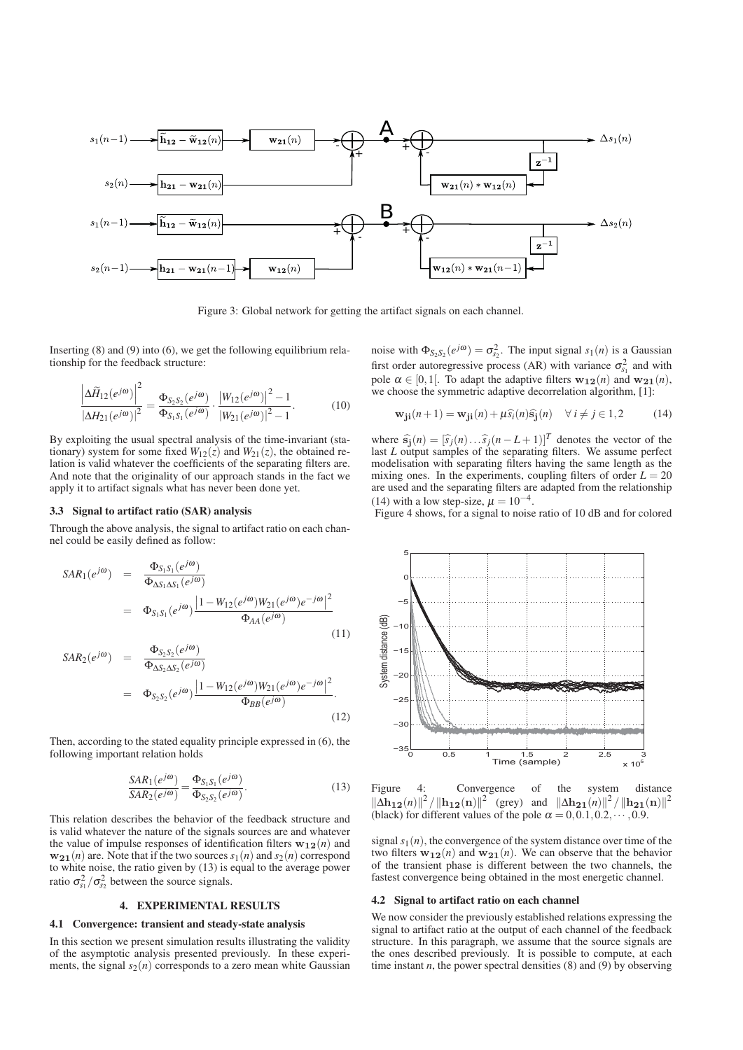Figure 3: Global network for getting the artifact signals on each channel.

Inserting (8) and (9) into (6), we get the following equilibrium relationship for the feedback structure:

$$\frac{\left|\Delta\widetilde{H}_{12}(e^{j\omega})\right|^2}{\left|\Delta H_{21}(e^{j\omega})\right|^2} = \frac{\Phi_{S_2S_2}(e^{j\omega})}{\Phi_{S_1S_1}(e^{j\omega})} \cdot \frac{\left|W_{12}(e^{j\omega})\right|^2 - 1}{\left|W_{21}(e^{j\omega})\right|^2 - 1}. \quad (10)$$

By exploiting the usual spectral analysis of the time-invariant (stationary) system for some fixed $W_{12}(z)$ and $W_{21}(z)$, the obtained relation is valid whatever the coefficients of the separating filters are. And note that the originality of our approach stands in the fact we apply it to artifact signals what has never been done yet.

### 3.3 Signal to artifact ratio (SAR) analysis

Through the above analysis, the signal to artifact ratio on each channel could be easily defined as follow:

$$\begin{aligned} SAR_1(e^{j\omega}) &= \frac{\Phi_{S_1S_1}(e^{j\omega})}{\Phi_{\Delta S_1\Delta S_1}(e^{j\omega})} \\ &= \Phi_{S_1S_1}(e^{j\omega})\frac{\left|1 - W_{12}(e^{j\omega})W_{21}(e^{j\omega})e^{-j\omega}\right|^2}{\Phi_{AA}(e^{j\omega})} \end{aligned} \quad (11)$$

$$\begin{aligned} SAR_2(e^{j\omega}) &= \frac{\Phi_{S_2S_2}(e^{j\omega})}{\Phi_{\Delta S_2\Delta S_2}(e^{j\omega})} \\ &= \Phi_{S_2S_2}(e^{j\omega})\frac{\left|1 - W_{12}(e^{j\omega})W_{21}(e^{j\omega})e^{-j\omega}\right|^2}{\Phi_{BB}(e^{j\omega})}. \end{aligned} \quad (12)$$

Then, according to the stated equality principle expressed in (6), the following important relation holds

$$\frac{SAR_1(e^{j\omega})}{SAR_2(e^{j\omega})} = \frac{\Phi_{S_1S_1}(e^{j\omega})}{\Phi_{S_2S_2}(e^{j\omega})}. \quad (13)$$

This relation describes the behavior of the feedback structure and is valid whatever the nature of the signals sources are and whatever the value of impulse responses of identification filters $\mathbf{w_{12}}(n)$ and $\mathbf{w_{21}}(n)$ are. Note that if the two sources $s_1(n)$ and $s_2(n)$ correspond to white noise, the ratio given by (13) is equal to the average power ratio $\sigma_{s_1}^2/\sigma_{s_2}^2$ between the source signals.

## 4. EXPERIMENTAL RESULTS

### 4.1 Convergence: transient and steady-state analysis

In this section we present simulation results illustrating the validity of the asymptotic analysis presented previously. In these experiments, the signal $s_2(n)$ corresponds to a zero mean white Gaussian noise with $\Phi_{S_2S_2}(e^{j\omega}) = \sigma_{s_2}^2$. The input signal $s_1(n)$ is a Gaussian first order autoregressive process (AR) with variance $\sigma_{s_1}^2$ and with pole $\alpha \in [0,1[$. To adapt the adaptive filters $\mathbf{w_{12}}(n)$ and $\mathbf{w_{21}}(n)$, we choose the symmetric adaptive decorrelation algorithm, [1]:

$$\mathbf{w_{ji}}(n+1) = \mathbf{w_{ji}}(n) + \mu\widehat{s}_i(n)\widehat{\mathbf{s}}_\mathbf{j}(n) \quad \forall\, i \neq j \in 1,2 \quad (14)$$

where $\widehat{\mathbf{s}}_\mathbf{j}(n) = [\widehat{s}_j(n)\ldots\widehat{s}_j(n-L+1)]^T$ denotes the vector of the last $L$ output samples of the separating filters. We assume perfect modelisation with separating filters having the same length as the mixing ones. In the experiments, coupling filters of order $L = 20$ are used and the separating filters are adapted from the relationship (14) with a low step-size, $\mu = 10^{-4}$.

Figure 4 shows, for a signal to noise ratio of 10 dB and for colored signal $s_1(n)$, the convergence of the system distance over time of the two filters $\mathbf{w_{12}}(n)$ and $\mathbf{w_{21}}(n)$. We can observe that the behavior of the transient phase is different between the two channels, the fastest convergence being obtained in the most energetic channel.

Figure 4: Convergence of the system distance $\|\Delta\mathbf{h_{12}}(n)\|^2/\|\mathbf{h_{12}}(\mathbf{n})\|^2$ (grey) and $\|\Delta\mathbf{h_{21}}(n)\|^2/\|\mathbf{h_{21}}(\mathbf{n})\|^2$ (black) for different values of the pole $\alpha = 0, 0.1, 0.2, \cdots, 0.9$.

### 4.2 Signal to artifact ratio on each channel

We now consider the previously established relations expressing the signal to artifact ratio at the output of each channel of the feedback structure. In this paragraph, we assume that the source signals are the ones described previously. It is possible to compute, at each time instant $n$, the power spectral densities (8) and (9) by observing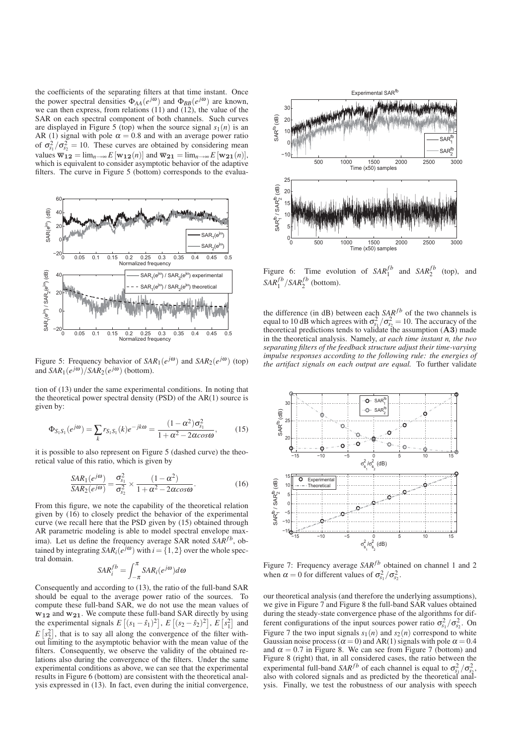the coefficients of the separating filters at that time instant. Once the power spectral densities $\Phi_{AA}(e^{j\omega})$ and $\Phi_{BB}(e^{j\omega})$ are known, we can then express, from relations (11) and (12), the value of the SAR on each spectral component of both channels. Such curves are displayed in Figure 5 (top) when the source signal $s_1(n)$ is an AR (1) signal with pole $\alpha = 0.8$ and with an average power ratio of $\sigma_{s_1}^2/\sigma_{s_2}^2 = 10$. These curves are obtained by considering mean values $\overline{\mathbf{w}}_{\mathbf{12}} = \lim_{n\to\infty} E[\mathbf{w_{12}}(n)]$ and $\overline{\mathbf{w}}_{\mathbf{21}} = \lim_{n\to\infty} E[\mathbf{w_{21}}(n)]$, which is equivalent to consider asymptotic behavior of the adaptive filters. The curve in Figure 5 (bottom) corresponds to the evaluation of (13) under the same experimental conditions. In noting that the theoretical power spectral density (PSD) of the AR(1) source is given by:

$$\Phi_{S_1S_1}(e^{j\omega}) = \sum_k r_{S_1S_1}(k)e^{-jk\omega} = \frac{(1-\alpha^2)\sigma_{s_1}^2}{1+\alpha^2-2\alpha cos\omega}, \tag{15}$$

it is possible to also represent on Figure 5 (dashed curve) the theoretical value of this ratio, which is given by

$$\frac{SAR_1(e^{j\omega})}{SAR_2(e^{j\omega})} = \frac{\sigma_{s_1}^2}{\sigma_{s_2}^2} \times \frac{(1-\alpha^2)}{1+\alpha^2-2\alpha cos\omega}. \tag{16}$$

From this figure, we note the capability of the theoretical relation given by (16) to closely predict the behavior of the experimental curve (we recall here that the PSD given by (15) obtained through AR parametric modeling is able to model spectral envelope maxima). Let us define the frequency average SAR noted $SAR^{fb}$, obtained by integrating $SAR_i(e^{j\omega})$ with $i = \{1,2\}$ over the whole spectral domain.

$$SAR_i^{fb} = \int_{-\pi}^{\pi} SAR_i(e^{j\omega})d\omega$$

Consequently and according to (13), the ratio of the full-band SAR should be equal to the average power ratio of the sources. To compute these full-band SAR, we do not use the mean values of $\mathbf{w_{12}}$ and $\mathbf{w_{21}}$. We compute these full-band SAR directly by using the experimental signals $E\left[(s_1-\hat{s}_1)^2\right]$, $E\left[(s_2-\hat{s}_2)^2\right]$, $E\left[s_1^2\right]$ and $E\left[s_2^2\right]$, that is to say all along the convergence of the filter without limiting to the asymptotic behavior with the mean value of the filters. Consequently, we observe the validity of the obtained relations also during the convergence of the filters. Under the same experimental conditions as above, we can see that the experimental results in Figure 6 (bottom) are consistent with the theoretical analysis expressed in (13). In fact, even during the initial convergence, the difference (in dB) between each $SAR^{fb}$ of the two channels is equal to 10 dB which agrees with $\sigma_{s_1}^2/\sigma_{s_2}^2 = 10$. The accuracy of the theoretical predictions tends to validate the assumption (**A3**) made in the theoretical analysis. Namely, *at each time instant n, the two separating filters of the feedback structure adjust their time-varying impulse responses according to the following rule: the energies of the artifact signals on each output are equal.* To further validate our theoretical analysis (and therefore the underlying assumptions), we give in Figure 7 and Figure 8 the full-band SAR values obtained during the steady-state convergence phase of the algorithms for different configurations of the input sources power ratio $\sigma_{s_1}^2/\sigma_{s_2}^2$. On Figure 7 the two input signals $s_1(n)$ and $s_2(n)$ correspond to white Gaussian noise process ($\alpha = 0$) and AR(1) signals with pole $\alpha = 0.4$ and $\alpha = 0.7$ in Figure 8. We can see from Figure 7 (bottom) and Figure 8 (right) that, in all considered cases, the ratio between the experimental full-band $SAR^{fb}$ of each channel is equal to $\sigma_{s_1}^2/\sigma_{s_2}^2$, also with colored signals and as predicted by the theoretical analysis. Finally, we test the robustness of our analysis with speech

Figure 5: Frequency behavior of $SAR_1(e^{j\omega})$ and $SAR_2(e^{j\omega})$ (top) and $SAR_1(e^{j\omega})/SAR_2(e^{j\omega})$ (bottom).

Figure 6: Time evolution of $SAR_1^{fb}$ and $SAR_2^{fb}$ (top), and $SAR_1^{fb}/SAR_2^{fb}$ (bottom).

Figure 7: Frequency average $SAR^{fb}$ obtained on channel 1 and 2 when $\alpha = 0$ for different values of $\sigma_{s_1}^2/\sigma_{s_2}^2$.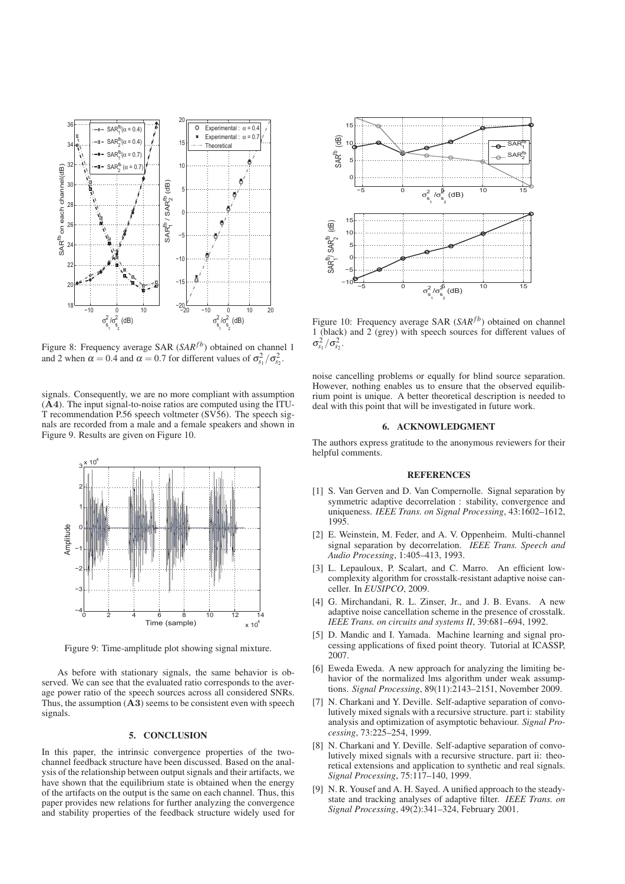36
34
32
30
28
26
24
22
20
18
−10
0
10
SAR$^{fb}$ on each channel(dB)
$\sigma^2_{s_1}/\sigma^2_{s_2}$ (dB)
SAR$^{fb}_1$($\alpha$ = 0.4)
SAR$^{fb}_2$($\alpha$ = 0.4)
SAR$^{fb}_1$($\alpha$ = 0.7)
SAR$^{fb}_2$($\alpha$ = 0.7)

20
15
10
5
0
−5
−10
−15
−20
−20
−10
0
10
20
SAR$^{fb}_1$ / SAR$^{fb}_2$ (dB)
$\sigma^2_{s_1}/\sigma^2_{s_2}$ (dB)
Experimental : $\alpha$ = 0.4
Experimental : $\alpha$ = 0.7
Theoretical

Figure 8: Frequency average SAR ($SAR^{fb}$) obtained on channel 1 and 2 when $\alpha = 0.4$ and $\alpha = 0.7$ for different values of $\sigma^2_{s_1}/\sigma^2_{s_2}$.

signals. Consequently, we are no more compliant with assumption (**A4**). The input signal-to-noise ratios are computed using the ITU-T recommendation P.56 speech voltmeter (SV56). The speech signals are recorded from a male and a female speakers and shown in Figure 9. Results are given on Figure 10.

3 x 10$^4$
2
1
0
−1
−2
−3
−4
0
2
4
6
8
10
12
14
x 10$^4$
Amplitude
Time (sample)

Figure 9: Time-amplitude plot showing signal mixture.

As before with stationary signals, the same behavior is observed. We can see that the evaluated ratio corresponds to the average power ratio of the speech sources across all considered SNRs. Thus, the assumption (**A3**) seems to be consistent even with speech signals.

## 5. CONCLUSION

In this paper, the intrinsic convergence properties of the two-channel feedback structure have been discussed. Based on the analysis of the relationship between output signals and their artifacts, we have shown that the equilibrium state is obtained when the energy of the artifacts on the output is the same on each channel. Thus, this paper provides new relations for further analyzing the convergence and stability properties of the feedback structure widely used for noise cancelling problems or equally for blind source separation. However, nothing enables us to ensure that the observed equilibrium point is unique. A better theoretical description is needed to deal with this point that will be investigated in future work.

15
10
5
0
−5
0
5
10
15
SAR$^{fb}$ (dB)
$\sigma^2_{s_1}/\sigma^2_{s_2}$ (dB)
SAR$^{fb}_1$
SAR$^{fb}_2$

15
10
5
0
−5
−10
−5
0
5
10
15
SAR$^{fb}_1$/ SAR$^{fb}_2$ (dB)
$\sigma^2_{s_1}/\sigma^2_{s_2}$ (dB)

Figure 10: Frequency average SAR ($SAR^{fb}$) obtained on channel 1 (black) and 2 (grey) with speech sources for different values of $\sigma^2_{s_1}/\sigma^2_{s_2}$.

## 6. ACKNOWLEDGMENT

The authors express gratitude to the anonymous reviewers for their helpful comments.

## REFERENCES

[1] S. Van Gerven and D. Van Compernolle. Signal separation by symmetric adaptive decorrelation : stability, convergence and uniqueness. *IEEE Trans. on Signal Processing*, 43:1602–1612, 1995.

[2] E. Weinstein, M. Feder, and A. V. Oppenheim. Multi-channel signal separation by decorrelation. *IEEE Trans. Speech and Audio Processing*, 1:405–413, 1993.

[3] L. Lepauloux, P. Scalart, and C. Marro. An efficient low-complexity algorithm for crosstalk-resistant adaptive noise canceller. In *EUSIPCO*, 2009.

[4] G. Mirchandani, R. L. Zinser, Jr., and J. B. Evans. A new adaptive noise cancellation scheme in the presence of crosstalk. *IEEE Trans. on circuits and systems II*, 39:681–694, 1992.

[5] D. Mandic and I. Yamada. Machine learning and signal processing applications of fixed point theory. Tutorial at ICASSP, 2007.

[6] Eweda Eweda. A new approach for analyzing the limiting behavior of the normalized lms algorithm under weak assumptions. *Signal Processing*, 89(11):2143–2151, November 2009.

[7] N. Charkani and Y. Deville. Self-adaptive separation of convolutively mixed signals with a recursive structure. part i: stability analysis and optimization of asymptotic behaviour. *Signal Processing*, 73:225–254, 1999.

[8] N. Charkani and Y. Deville. Self-adaptive separation of convolutively mixed signals with a recursive structure. part ii: theoretical extensions and application to synthetic and real signals. *Signal Processing*, 75:117–140, 1999.

[9] N. R. Yousef and A. H. Sayed. A unified approach to the steady-state and tracking analyses of adaptive filter. *IEEE Trans. on Signal Processing*, 49(2):341–324, February 2001.